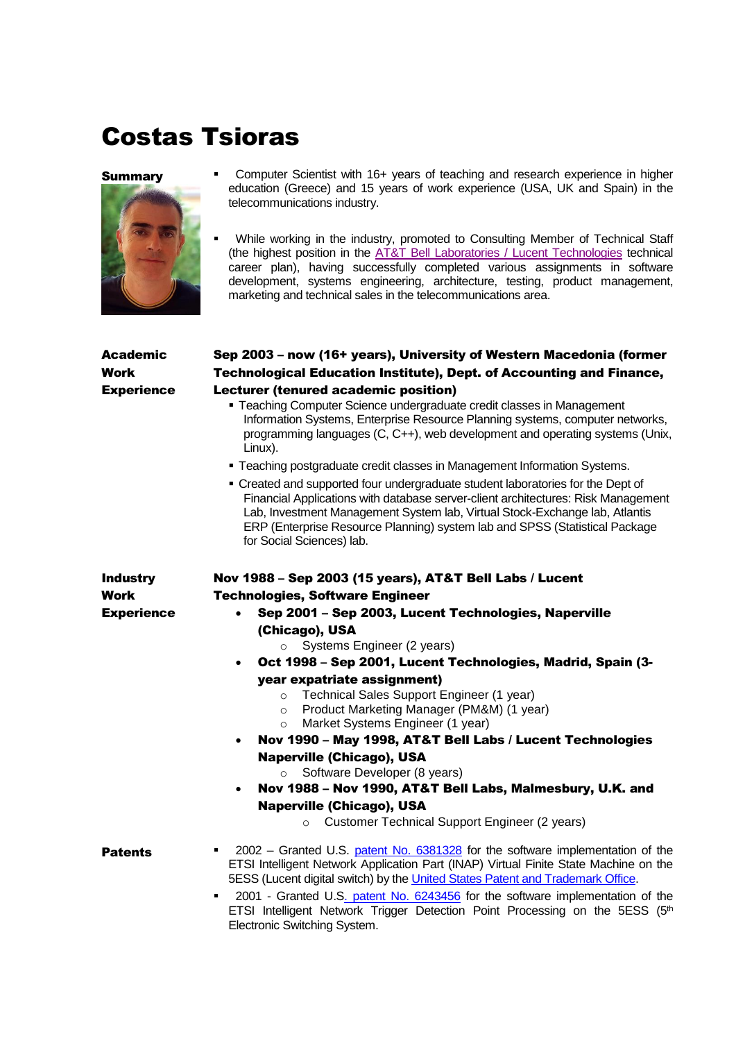# Costas Tsioras

## Summary

- Computer Scientist with 16+ years of teaching and research experience in higher education (Greece) and 15 years of work experience (USA, UK and Spain) in the telecommunications industry.
- While working in the industry, promoted to Consulting Member of Technical Staff (the highest position in the AT&T Bell Laboratories / Lucent Technologies technical career plan), having successfully completed various assignments in software development, systems engineering, architecture, testing, product management, marketing and technical sales in the telecommunications area.

## Academic Work Experience

**Sep 2003 – now (16+ years), University of Western Macedonia (former Technological Education Institute), Dept. of Accounting and Finance, Lecturer (tenured academic position)**

- Teaching Computer Science undergraduate credit classes in Management Information Systems, Enterprise Resource Planning systems, computer networks, programming languages (C, C++), web development and operating systems (Unix, Linux).
- Teaching postgraduate credit classes in Management Information Systems.
- Created and supported four undergraduate student laboratories for the Dept of Financial Applications with database server-client architectures: Risk Management Lab, Investment Management System lab, Virtual Stock-Exchange lab, Atlantis ERP (Enterprise Resource Planning) system lab and SPSS (Statistical Package for Social Sciences) lab.

## Industry Work Experience

**Nov 1988 – Sep 2003 (15 years), AT&T Bell Labs / Lucent Technologies, Software Engineer**

- **Sep 2001 – Sep 2003, Lucent Technologies, Naperville (Chicago), USA**
  - Systems Engineer (2 years)
- **Oct 1998 – Sep 2001, Lucent Technologies, Madrid, Spain (3-year expatriate assignment)**
  - Technical Sales Support Engineer (1 year)
  - Product Marketing Manager (PM&M) (1 year)
  - Market Systems Engineer (1 year)
- **Nov 1990 – May 1998, AT&T Bell Labs / Lucent Technologies Naperville (Chicago), USA**
  - Software Developer (8 years)
- **Nov 1988 – Nov 1990, AT&T Bell Labs, Malmesbury, U.K. and Naperville (Chicago), USA**
  - Customer Technical Support Engineer (2 years)

## Patents

- 2002 – Granted U.S. patent No. 6381328 for the software implementation of the ETSI Intelligent Network Application Part (INAP) Virtual Finite State Machine on the 5ESS (Lucent digital switch) by the United States Patent and Trademark Office.
- 2001 - Granted U.S. patent No. 6243456 for the software implementation of the ETSI Intelligent Network Trigger Detection Point Processing on the 5ESS (5th Electronic Switching System.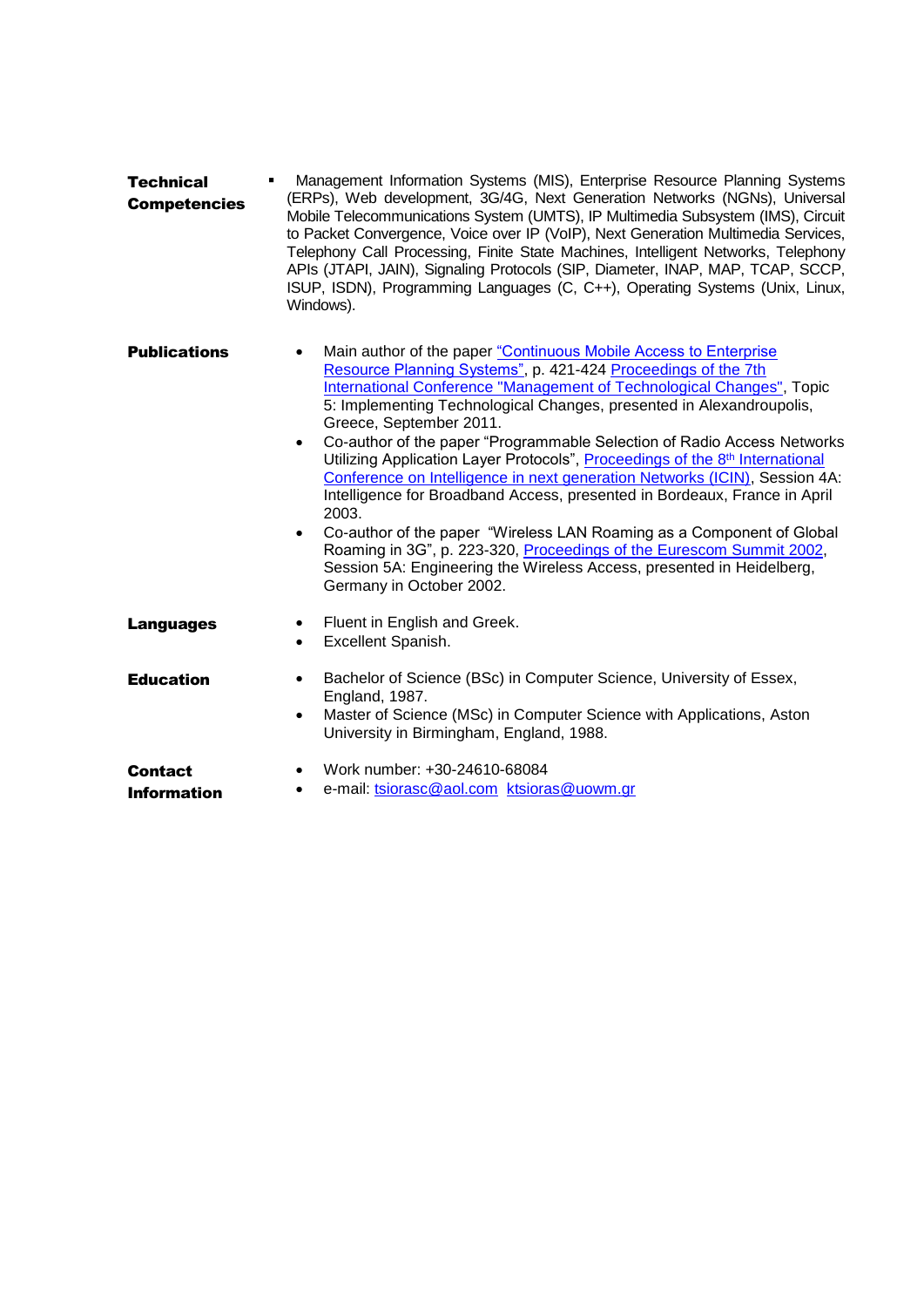**Technical Competencies**

- Management Information Systems (MIS), Enterprise Resource Planning Systems (ERPs), Web development, 3G/4G, Next Generation Networks (NGNs), Universal Mobile Telecommunications System (UMTS), IP Multimedia Subsystem (IMS), Circuit to Packet Convergence, Voice over IP (VoIP), Next Generation Multimedia Services, Telephony Call Processing, Finite State Machines, Intelligent Networks, Telephony APIs (JTAPI, JAIN), Signaling Protocols (SIP, Diameter, INAP, MAP, TCAP, SCCP, ISUP, ISDN), Programming Languages (C, C++), Operating Systems (Unix, Linux, Windows).

**Publications**

- Main author of the paper "Continuous Mobile Access to Enterprise Resource Planning Systems", p. 421-424 Proceedings of the 7th International Conference "Management of Technological Changes", Topic 5: Implementing Technological Changes, presented in Alexandroupolis, Greece, September 2011.
- Co-author of the paper "Programmable Selection of Radio Access Networks Utilizing Application Layer Protocols", Proceedings of the 8th International Conference on Intelligence in next generation Networks (ICIN), Session 4A: Intelligence for Broadband Access, presented in Bordeaux, France in April 2003.
- Co-author of the paper "Wireless LAN Roaming as a Component of Global Roaming in 3G", p. 223-320, Proceedings of the Eurescom Summit 2002, Session 5A: Engineering the Wireless Access, presented in Heidelberg, Germany in October 2002.

**Languages**

- Fluent in English and Greek.
- Excellent Spanish.

**Education**

- Bachelor of Science (BSc) in Computer Science, University of Essex, England, 1987.
- Master of Science (MSc) in Computer Science with Applications, Aston University in Birmingham, England, 1988.

**Contact Information**

- Work number: +30-24610-68084
- e-mail: tsiorasc@aol.com ktsioras@uowm.gr